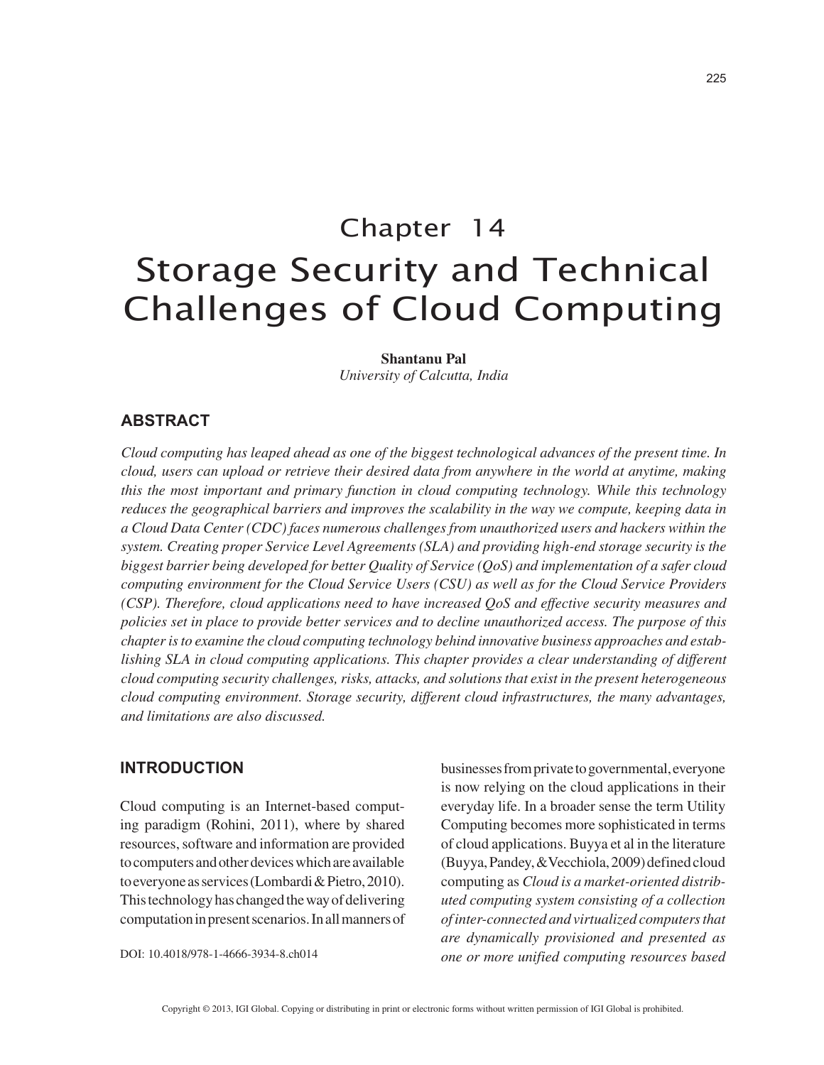# Chapter 14

# Storage Security and Technical Challenges of Cloud Computing

**Shantanu Pal**
*University of Calcutta, India*

## ABSTRACT

*Cloud computing has leaped ahead as one of the biggest technological advances of the present time. In cloud, users can upload or retrieve their desired data from anywhere in the world at anytime, making this the most important and primary function in cloud computing technology. While this technology reduces the geographical barriers and improves the scalability in the way we compute, keeping data in a Cloud Data Center (CDC) faces numerous challenges from unauthorized users and hackers within the system. Creating proper Service Level Agreements (SLA) and providing high-end storage security is the biggest barrier being developed for better Quality of Service (QoS) and implementation of a safer cloud computing environment for the Cloud Service Users (CSU) as well as for the Cloud Service Providers (CSP). Therefore, cloud applications need to have increased QoS and effective security measures and policies set in place to provide better services and to decline unauthorized access. The purpose of this chapter is to examine the cloud computing technology behind innovative business approaches and establishing SLA in cloud computing applications. This chapter provides a clear understanding of different cloud computing security challenges, risks, attacks, and solutions that exist in the present heterogeneous cloud computing environment. Storage security, different cloud infrastructures, the many advantages, and limitations are also discussed.*

## INTRODUCTION

Cloud computing is an Internet-based computing paradigm (Rohini, 2011), where by shared resources, software and information are provided to computers and other devices which are available to everyone as services (Lombardi & Pietro, 2010). This technology has changed the way of delivering computation in present scenarios. In all manners of businesses from private to governmental, everyone is now relying on the cloud applications in their everyday life. In a broader sense the term Utility Computing becomes more sophisticated in terms of cloud applications. Buyya et al in the literature (Buyya, Pandey, & Vecchiola, 2009) defined cloud computing as *Cloud is a market-oriented distributed computing system consisting of a collection of inter-connected and virtualized computers that are dynamically provisioned and presented as one or more unified computing resources based*

DOI: 10.4018/978-1-4666-3934-8.ch014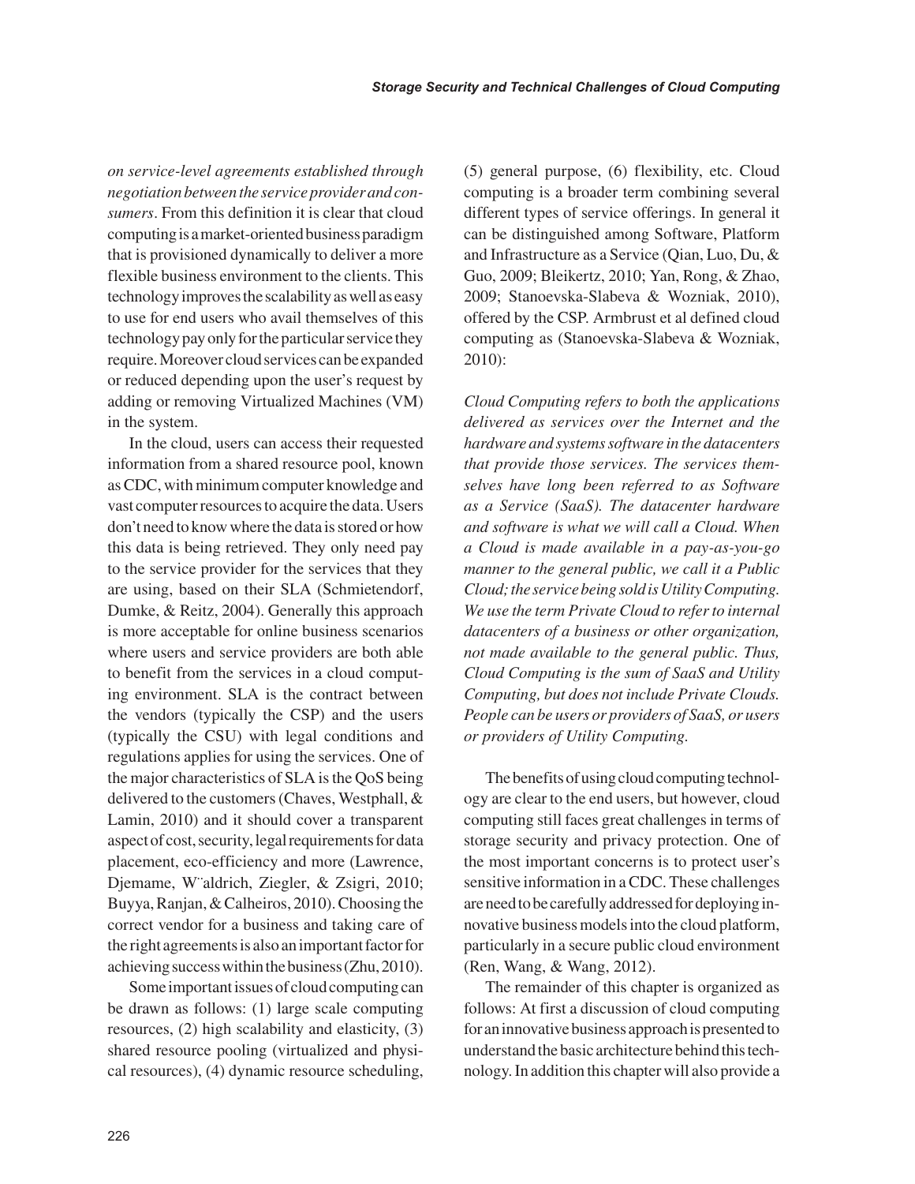*on service-level agreements established through negotiation between the service provider and consumers*. From this definition it is clear that cloud computing is a market-oriented business paradigm that is provisioned dynamically to deliver a more flexible business environment to the clients. This technology improves the scalability as well as easy to use for end users who avail themselves of this technology pay only for the particular service they require. Moreover cloud services can be expanded or reduced depending upon the user's request by adding or removing Virtualized Machines (VM) in the system.

In the cloud, users can access their requested information from a shared resource pool, known as CDC, with minimum computer knowledge and vast computer resources to acquire the data. Users don't need to know where the data is stored or how this data is being retrieved. They only need pay to the service provider for the services that they are using, based on their SLA (Schmietendorf, Dumke, & Reitz, 2004). Generally this approach is more acceptable for online business scenarios where users and service providers are both able to benefit from the services in a cloud computing environment. SLA is the contract between the vendors (typically the CSP) and the users (typically the CSU) with legal conditions and regulations applies for using the services. One of the major characteristics of SLA is the QoS being delivered to the customers (Chaves, Westphall, & Lamin, 2010) and it should cover a transparent aspect of cost, security, legal requirements for data placement, eco-efficiency and more (Lawrence, Djemame, W¨aldrich, Ziegler, & Zsigri, 2010; Buyya, Ranjan, & Calheiros, 2010). Choosing the correct vendor for a business and taking care of the right agreements is also an important factor for achieving success within the business (Zhu, 2010).

Some important issues of cloud computing can be drawn as follows: (1) large scale computing resources, (2) high scalability and elasticity, (3) shared resource pooling (virtualized and physical resources), (4) dynamic resource scheduling, (5) general purpose, (6) flexibility, etc. Cloud computing is a broader term combining several different types of service offerings. In general it can be distinguished among Software, Platform and Infrastructure as a Service (Qian, Luo, Du, & Guo, 2009; Bleikertz, 2010; Yan, Rong, & Zhao, 2009; Stanoevska-Slabeva & Wozniak, 2010), offered by the CSP. Armbrust et al defined cloud computing as (Stanoevska-Slabeva & Wozniak, 2010):

*Cloud Computing refers to both the applications delivered as services over the Internet and the hardware and systems software in the datacenters that provide those services. The services themselves have long been referred to as Software as a Service (SaaS). The datacenter hardware and software is what we will call a Cloud. When a Cloud is made available in a pay-as-you-go manner to the general public, we call it a Public Cloud; the service being sold is Utility Computing. We use the term Private Cloud to refer to internal datacenters of a business or other organization, not made available to the general public. Thus, Cloud Computing is the sum of SaaS and Utility Computing, but does not include Private Clouds. People can be users or providers of SaaS, or users or providers of Utility Computing.*

The benefits of using cloud computing technology are clear to the end users, but however, cloud computing still faces great challenges in terms of storage security and privacy protection. One of the most important concerns is to protect user's sensitive information in a CDC. These challenges are need to be carefully addressed for deploying innovative business models into the cloud platform, particularly in a secure public cloud environment (Ren, Wang, & Wang, 2012).

The remainder of this chapter is organized as follows: At first a discussion of cloud computing for an innovative business approach is presented to understand the basic architecture behind this technology. In addition this chapter will also provide a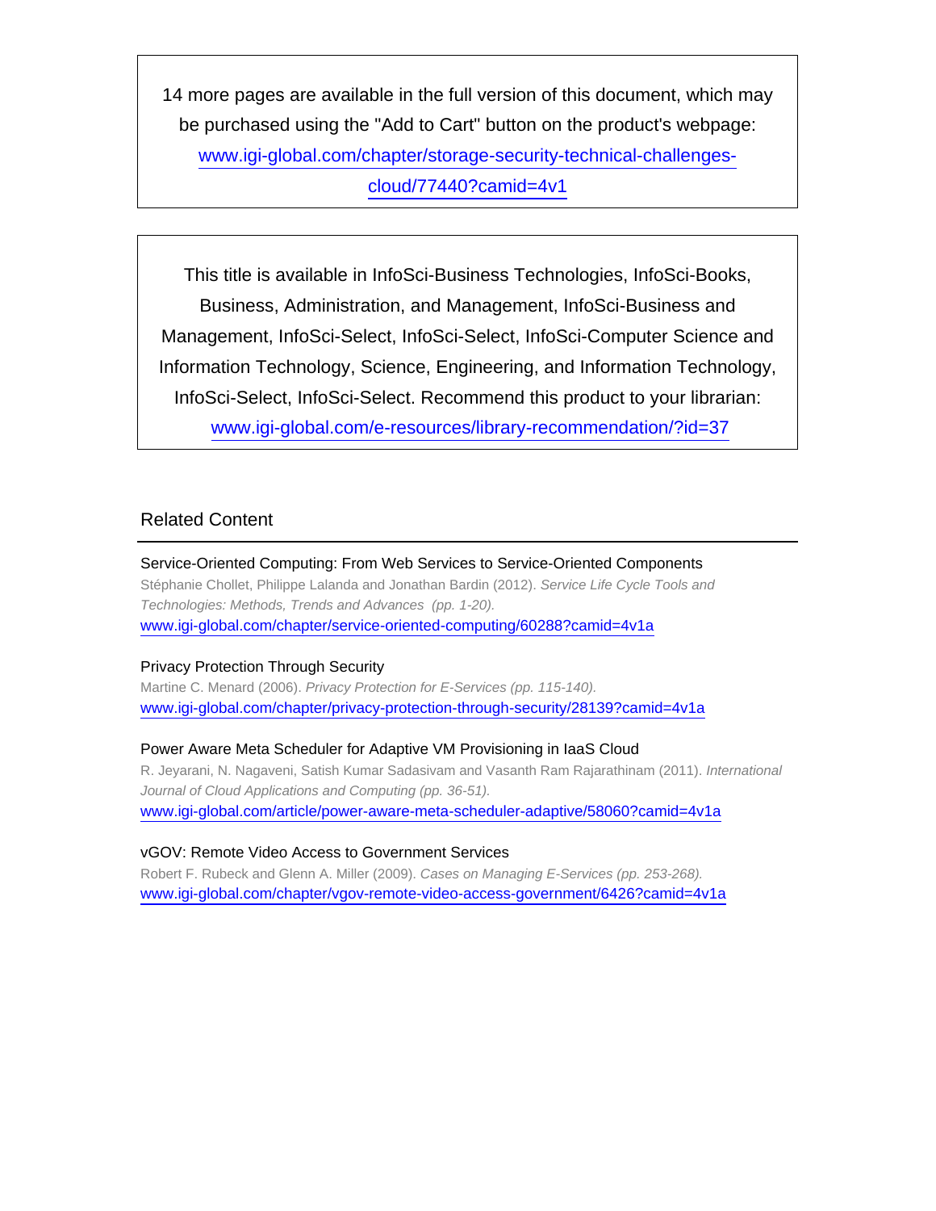14 more pages are available in the full version of this document, which may be purchased using the "Add to Cart" button on the product's webpage:
www.igi-global.com/chapter/storage-security-technical-challenges-cloud/77440?camid=4v1

This title is available in InfoSci-Business Technologies, InfoSci-Books, Business, Administration, and Management, InfoSci-Business and Management, InfoSci-Select, InfoSci-Select, InfoSci-Computer Science and Information Technology, Science, Engineering, and Information Technology, InfoSci-Select, InfoSci-Select. Recommend this product to your librarian:
www.igi-global.com/e-resources/library-recommendation/?id=37

## Related Content

Service-Oriented Computing: From Web Services to Service-Oriented Components
Stéphanie Chollet, Philippe Lalanda and Jonathan Bardin (2012). *Service Life Cycle Tools and Technologies: Methods, Trends and Advances (pp. 1-20).*
www.igi-global.com/chapter/service-oriented-computing/60288?camid=4v1a

Privacy Protection Through Security
Martine C. Menard (2006). *Privacy Protection for E-Services (pp. 115-140).*
www.igi-global.com/chapter/privacy-protection-through-security/28139?camid=4v1a

Power Aware Meta Scheduler for Adaptive VM Provisioning in IaaS Cloud
R. Jeyarani, N. Nagaveni, Satish Kumar Sadasivam and Vasanth Ram Rajarathinam (2011). *International Journal of Cloud Applications and Computing (pp. 36-51).*
www.igi-global.com/article/power-aware-meta-scheduler-adaptive/58060?camid=4v1a

vGOV: Remote Video Access to Government Services
Robert F. Rubeck and Glenn A. Miller (2009). *Cases on Managing E-Services (pp. 253-268).*
www.igi-global.com/chapter/vgov-remote-video-access-government/6426?camid=4v1a